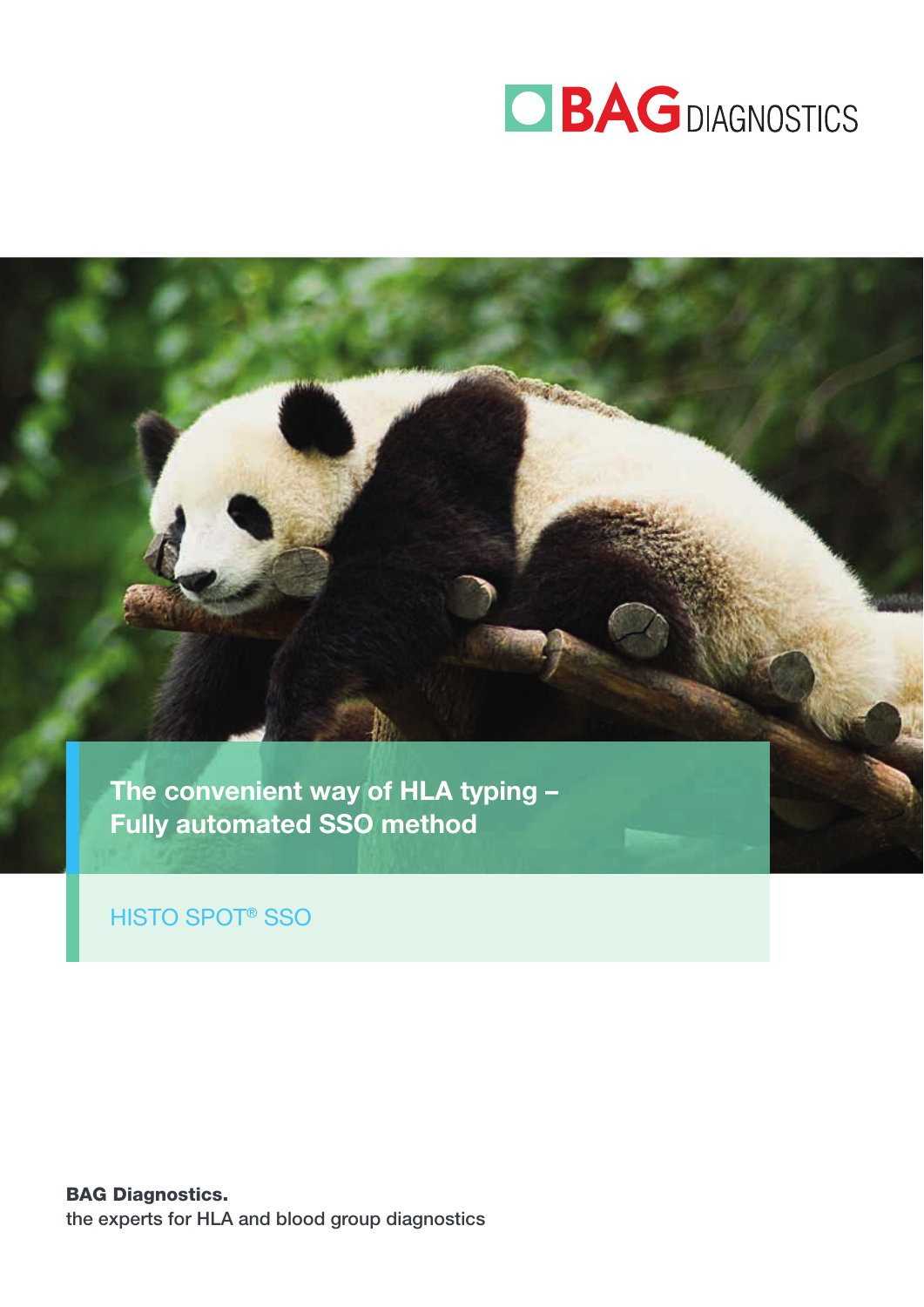BAG DIAGNOSTICS

# The convenient way of HLA typing – Fully automated SSO method

HISTO SPOT® SSO

**BAG Diagnostics.**
the experts for HLA and blood group diagnostics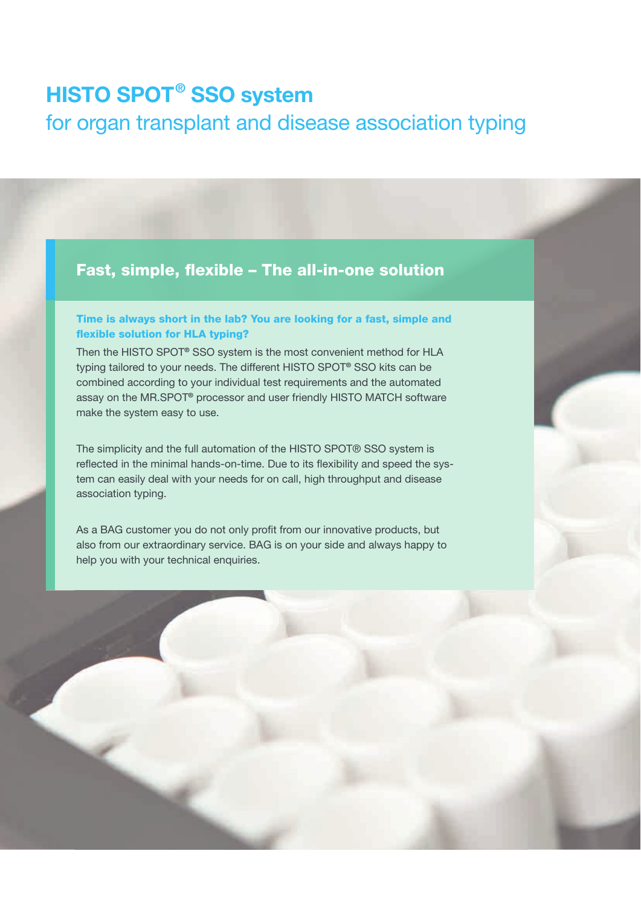# HISTO SPOT® SSO system

for organ transplant and disease association typing

## Fast, simple, flexible – The all-in-one solution

**Time is always short in the lab? You are looking for a fast, simple and flexible solution for HLA typing?**

Then the HISTO SPOT® SSO system is the most convenient method for HLA typing tailored to your needs. The different HISTO SPOT® SSO kits can be combined according to your individual test requirements and the automated assay on the MR.SPOT® processor and user friendly HISTO MATCH software make the system easy to use.

The simplicity and the full automation of the HISTO SPOT® SSO system is reflected in the minimal hands-on-time. Due to its flexibility and speed the system can easily deal with your needs for on call, high throughput and disease association typing.

As a BAG customer you do not only profit from our innovative products, but also from our extraordinary service. BAG is on your side and always happy to help you with your technical enquiries.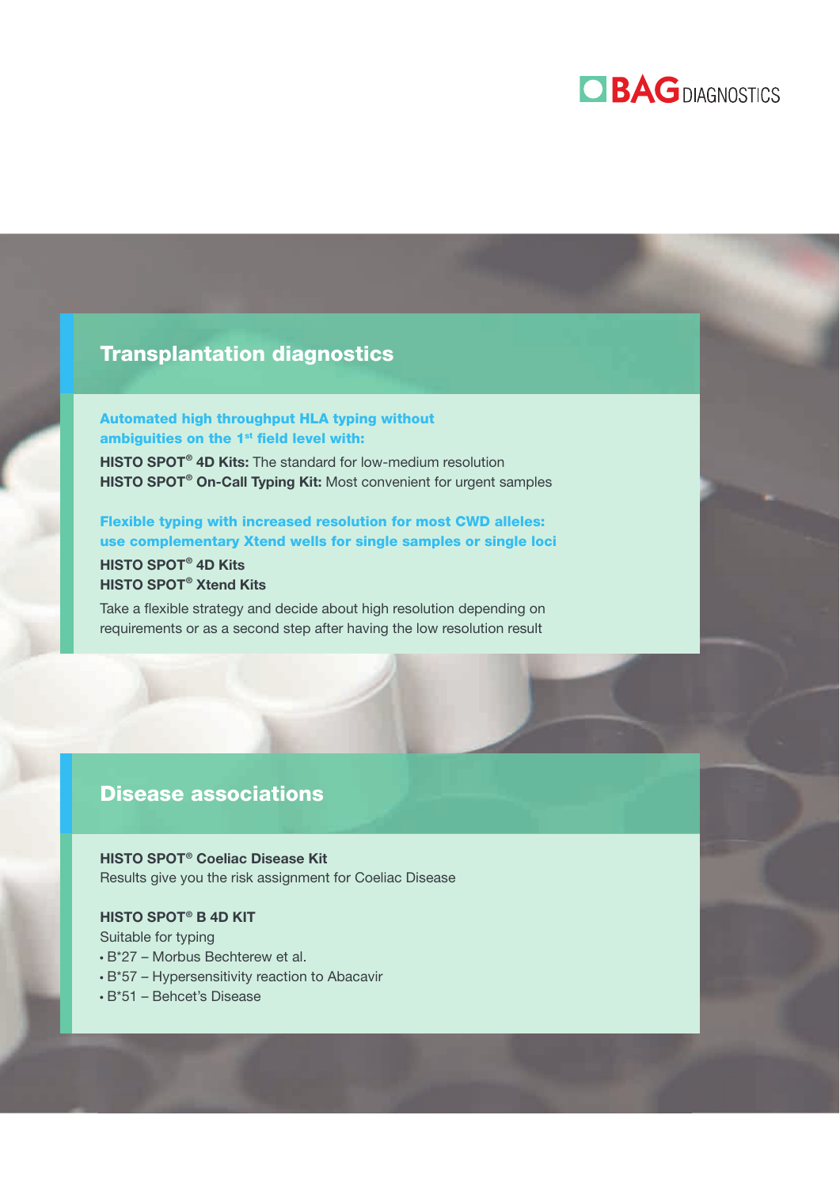## Transplantation diagnostics

**Automated high throughput HLA typing without ambiguities on the 1st field level with:**

**HISTO SPOT® 4D Kits:** The standard for low-medium resolution
**HISTO SPOT® On-Call Typing Kit:** Most convenient for urgent samples

**Flexible typing with increased resolution for most CWD alleles: use complementary Xtend wells for single samples or single loci**

**HISTO SPOT® 4D Kits**
**HISTO SPOT® Xtend Kits**

Take a flexible strategy and decide about high resolution depending on requirements or as a second step after having the low resolution result

## Disease associations

**HISTO SPOT® Coeliac Disease Kit**
Results give you the risk assignment for Coeliac Disease

**HISTO SPOT® B 4D KIT**
Suitable for typing

- B*27 – Morbus Bechterew et al.
- B*57 – Hypersensitivity reaction to Abacavir
- B*51 – Behcet's Disease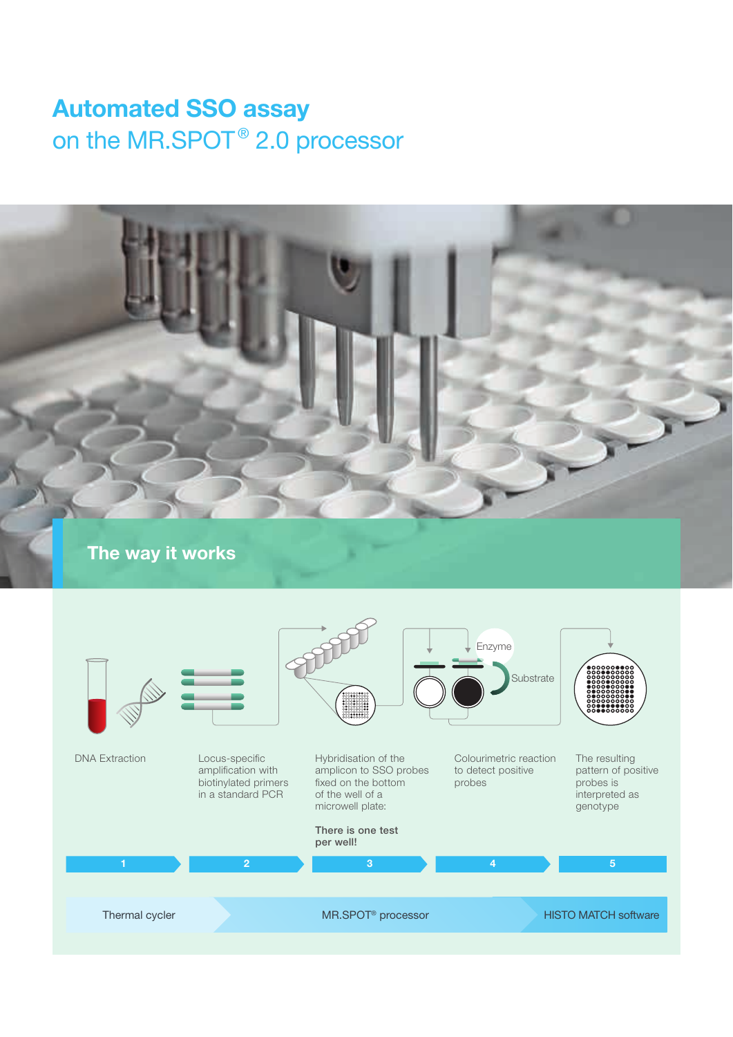# Automated SSO assay
## on the MR.SPOT® 2.0 processor

### The way it works

Enzyme

Substrate

1. DNA Extraction
2. Locus-specific amplification with biotinylated primers in a standard PCR
3. Hybridisation of the amplicon to SSO probes fixed on the bottom of the well of a microwell plate:

   **There is one test per well!**
4. Colourimetric reaction to detect positive probes
5. The resulting pattern of positive probes is interpreted as genotype

Thermal cycler | MR.SPOT® processor | HISTO MATCH software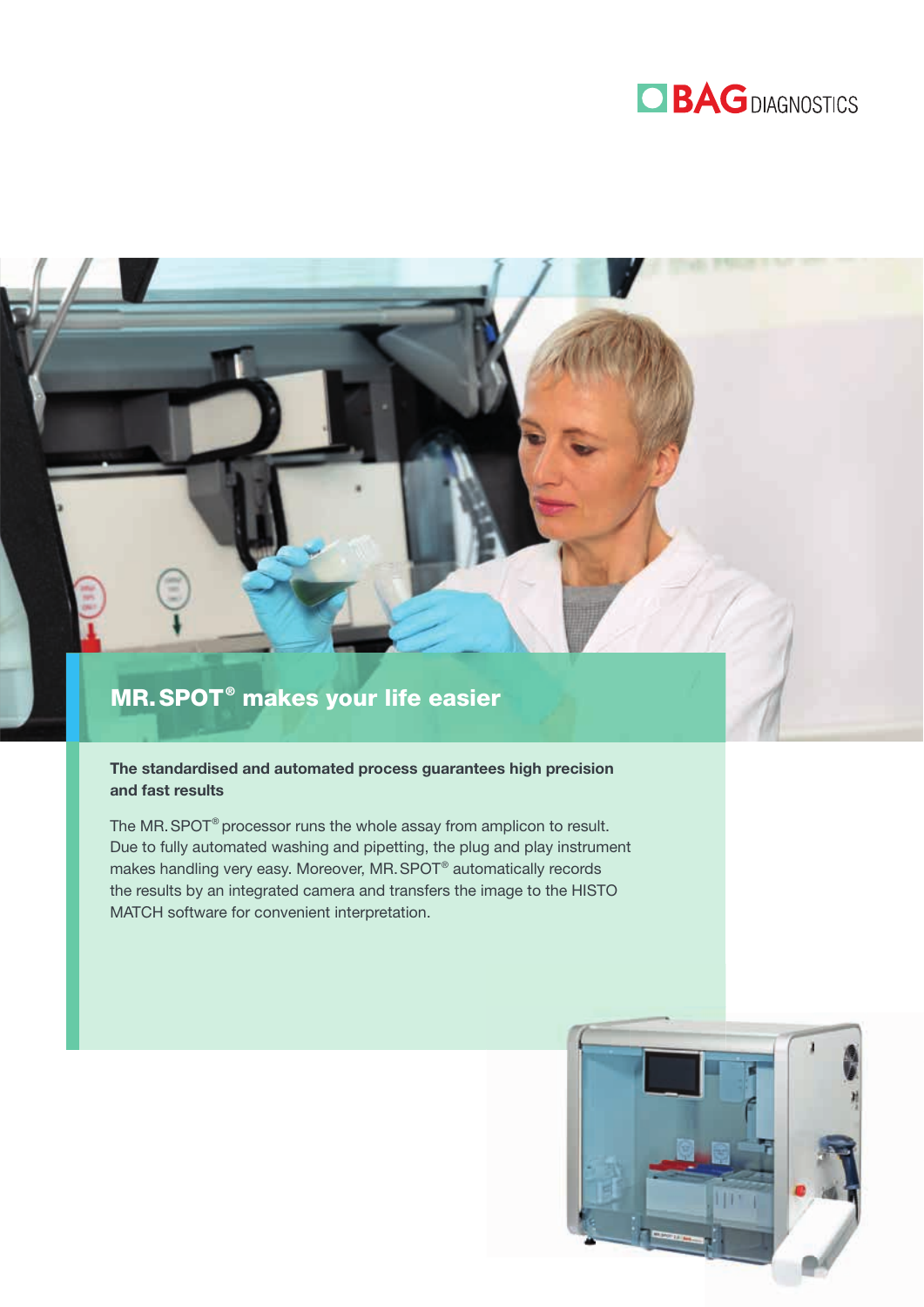## MR. SPOT® makes your life easier

**The standardised and automated process guarantees high precision and fast results**

The MR. SPOT® processor runs the whole assay from amplicon to result. Due to fully automated washing and pipetting, the plug and play instrument makes handling very easy. Moreover, MR. SPOT® automatically records the results by an integrated camera and transfers the image to the HISTO MATCH software for convenient interpretation.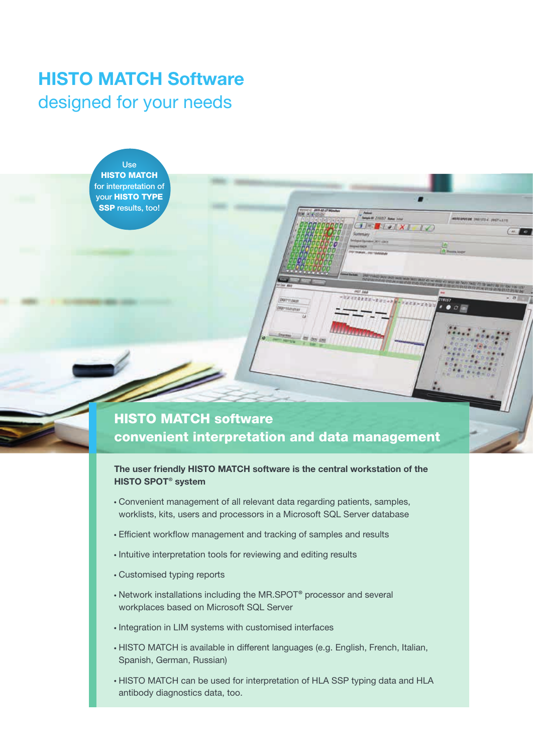# HISTO MATCH Software
designed for your needs

Use **HISTO MATCH** for interpretation of your **HISTO TYPE SSP** results, too!

## HISTO MATCH software
## convenient interpretation and data management

**The user friendly HISTO MATCH software is the central workstation of the HISTO SPOT® system**

- Convenient management of all relevant data regarding patients, samples, worklists, kits, users and processors in a Microsoft SQL Server database
- Efficient workflow management and tracking of samples and results
- Intuitive interpretation tools for reviewing and editing results
- Customised typing reports
- Network installations including the MR.SPOT® processor and several workplaces based on Microsoft SQL Server
- Integration in LIM systems with customised interfaces
- HISTO MATCH is available in different languages (e.g. English, French, Italian, Spanish, German, Russian)
- HISTO MATCH can be used for interpretation of HLA SSP typing data and HLA antibody diagnostics data, too.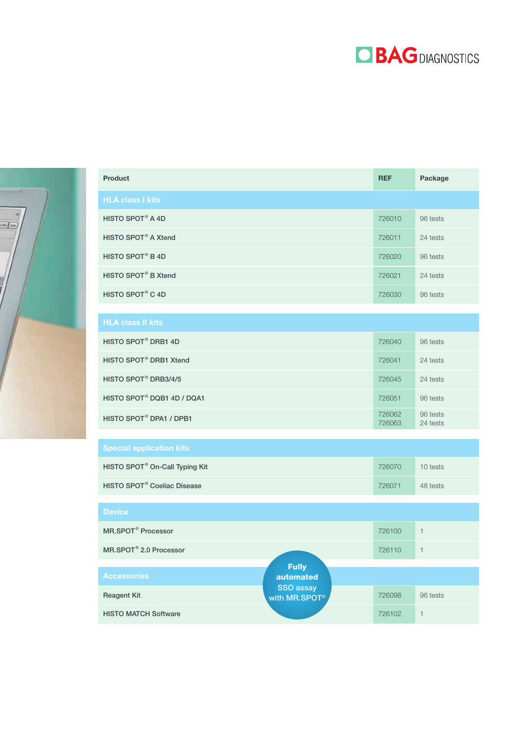BAG DIAGNOSTICS

| Product | REF | Package |
|---|---|---|
| **HLA class I kits** | | |
| HISTO SPOT® A 4D | 726010 | 96 tests |
| HISTO SPOT® A Xtend | 726011 | 24 tests |
| HISTO SPOT® B 4D | 726020 | 96 tests |
| HISTO SPOT® B Xtend | 726021 | 24 tests |
| HISTO SPOT® C 4D | 726030 | 96 tests |
| **HLA class II kits** | | |
| HISTO SPOT® DRB1 4D | 726040 | 96 tests |
| HISTO SPOT® DRB1 Xtend | 726041 | 24 tests |
| HISTO SPOT® DRB3/4/5 | 726045 | 24 tests |
| HISTO SPOT® DQB1 4D / DQA1 | 726051 | 96 tests |
| HISTO SPOT® DPA1 / DPB1 | 726062<br>726063 | 96 tests<br>24 tests |
| **Special application kits** | | |
| HISTO SPOT® On-Call Typing Kit | 726070 | 10 tests |
| HISTO SPOT® Coeliac Disease | 726071 | 48 tests |
| **Device** | | |
| MR.SPOT® Processor | 726100 | 1 |
| MR.SPOT® 2.0 Processor | 726110 | 1 |
| **Accessories** | | |
| Reagent Kit | 726098 | 96 tests |
| HISTO MATCH Software | 726102 | 1 |

**Fully automated** SSO assay with MR.SPOT®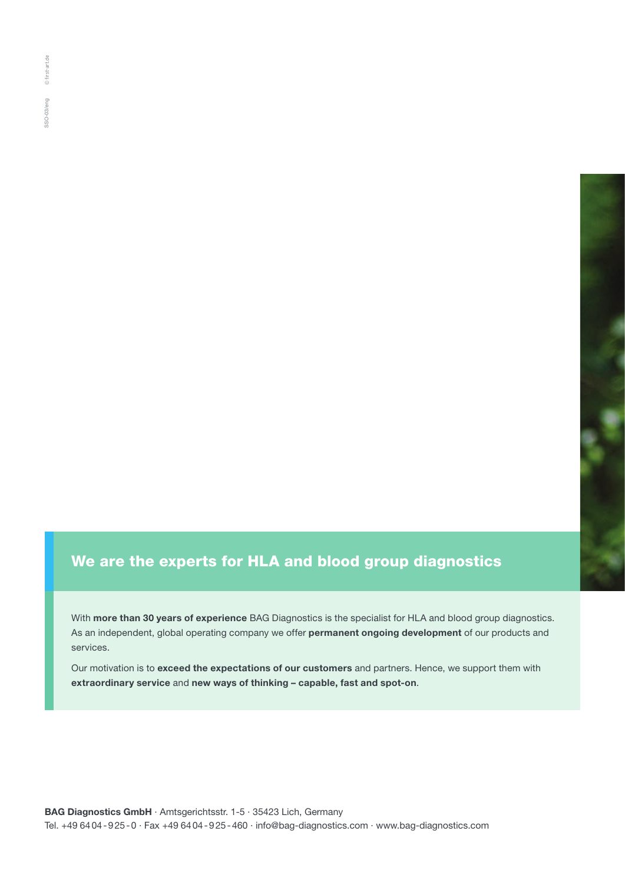## We are the experts for HLA and blood group diagnostics

With **more than 30 years of experience** BAG Diagnostics is the specialist for HLA and blood group diagnostics. As an independent, global operating company we offer **permanent ongoing development** of our products and services.

Our motivation is to **exceed the expectations of our customers** and partners. Hence, we support them with **extraordinary service** and **new ways of thinking – capable, fast and spot-on**.

**BAG Diagnostics GmbH** · Amtsgerichtsstr. 1-5 · 35423 Lich, Germany
Tel. +49 6404 - 925 - 0 · Fax +49 6404 - 925 - 460 · info@bag-diagnostics.com · www.bag-diagnostics.com